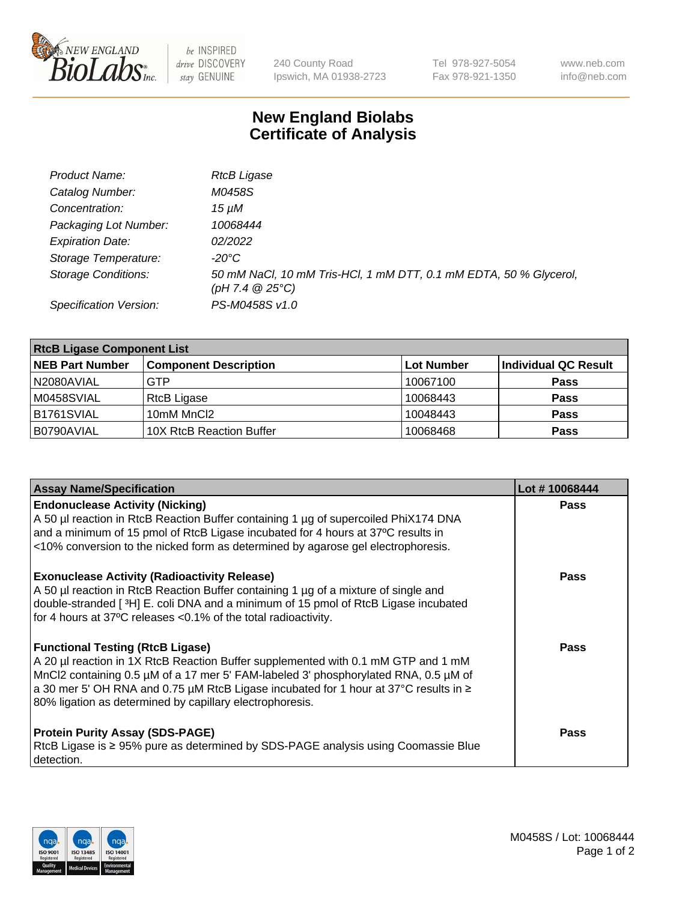# New England Biolabs
# Certificate of Analysis

| | |
|---|---|
| *Product Name:* | *RtcB Ligase* |
| *Catalog Number:* | *M0458S* |
| *Concentration:* | *15 µM* |
| *Packaging Lot Number:* | *10068444* |
| *Expiration Date:* | *02/2022* |
| *Storage Temperature:* | *-20°C* |
| *Storage Conditions:* | *50 mM NaCl, 10 mM Tris-HCl, 1 mM DTT, 0.1 mM EDTA, 50 % Glycerol, (pH 7.4 @ 25°C)* |
| *Specification Version:* | *PS-M0458S v1.0* |

| RtcB Ligase Component List | | | |
|---|---|---|---|
| **NEB Part Number** | **Component Description** | **Lot Number** | **Individual QC Result** |
| N2080AVIAL | GTP | 10067100 | **Pass** |
| M0458SVIAL | RtcB Ligase | 10068443 | **Pass** |
| B1761SVIAL | 10mM MnCl2 | 10048443 | **Pass** |
| B0790AVIAL | 10X RtcB Reaction Buffer | 10068468 | **Pass** |

| Assay Name/Specification | Lot # 10068444 |
|---|---|
| **Endonuclease Activity (Nicking)**<br>A 50 µl reaction in RtcB Reaction Buffer containing 1 µg of supercoiled PhiX174 DNA and a minimum of 15 pmol of RtcB Ligase incubated for 4 hours at 37ºC results in <10% conversion to the nicked form as determined by agarose gel electrophoresis. | **Pass** |
| **Exonuclease Activity (Radioactivity Release)**<br>A 50 µl reaction in RtcB Reaction Buffer containing 1 µg of a mixture of single and double-stranded [ $^3$H] E. coli DNA and a minimum of 15 pmol of RtcB Ligase incubated for 4 hours at 37ºC releases <0.1% of the total radioactivity. | **Pass** |
| **Functional Testing (RtcB Ligase)**<br>A 20 µl reaction in 1X RtcB Reaction Buffer supplemented with 0.1 mM GTP and 1 mM MnCl2 containing 0.5 µM of a 17 mer 5' FAM-labeled 3' phosphorylated RNA, 0.5 µM of a 30 mer 5' OH RNA and 0.75 µM RtcB Ligase incubated for 1 hour at 37°C results in ≥ 80% ligation as determined by capillary electrophoresis. | **Pass** |
| **Protein Purity Assay (SDS-PAGE)**<br>RtcB Ligase is ≥ 95% pure as determined by SDS-PAGE analysis using Coomassie Blue detection. | **Pass** |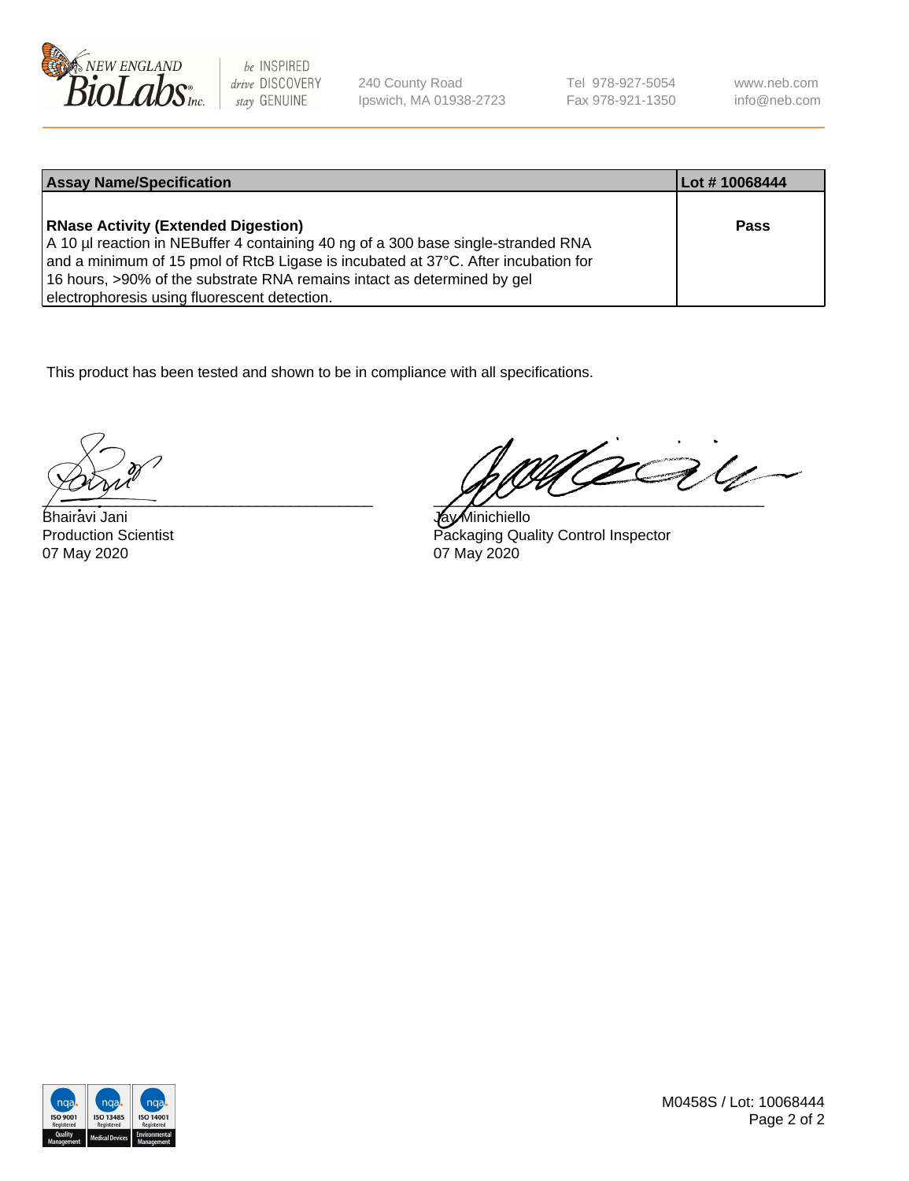240 County Road
Ipswich, MA 01938-2723

Tel 978-927-5054
Fax 978-921-1350

www.neb.com
info@neb.com

| Assay Name/Specification | Lot # 10068444 |
| --- | --- |
| **RNase Activity (Extended Digestion)** A 10 µl reaction in NEBuffer 4 containing 40 ng of a 300 base single-stranded RNA and a minimum of 15 pmol of RtcB Ligase is incubated at 37°C. After incubation for 16 hours, >90% of the substrate RNA remains intact as determined by gel electrophoresis using fluorescent detection. | **Pass** |

This product has been tested and shown to be in compliance with all specifications.

Bhairavi Jani
Production Scientist
07 May 2020

Jay Minichiello
Packaging Quality Control Inspector
07 May 2020

M0458S / Lot: 10068444